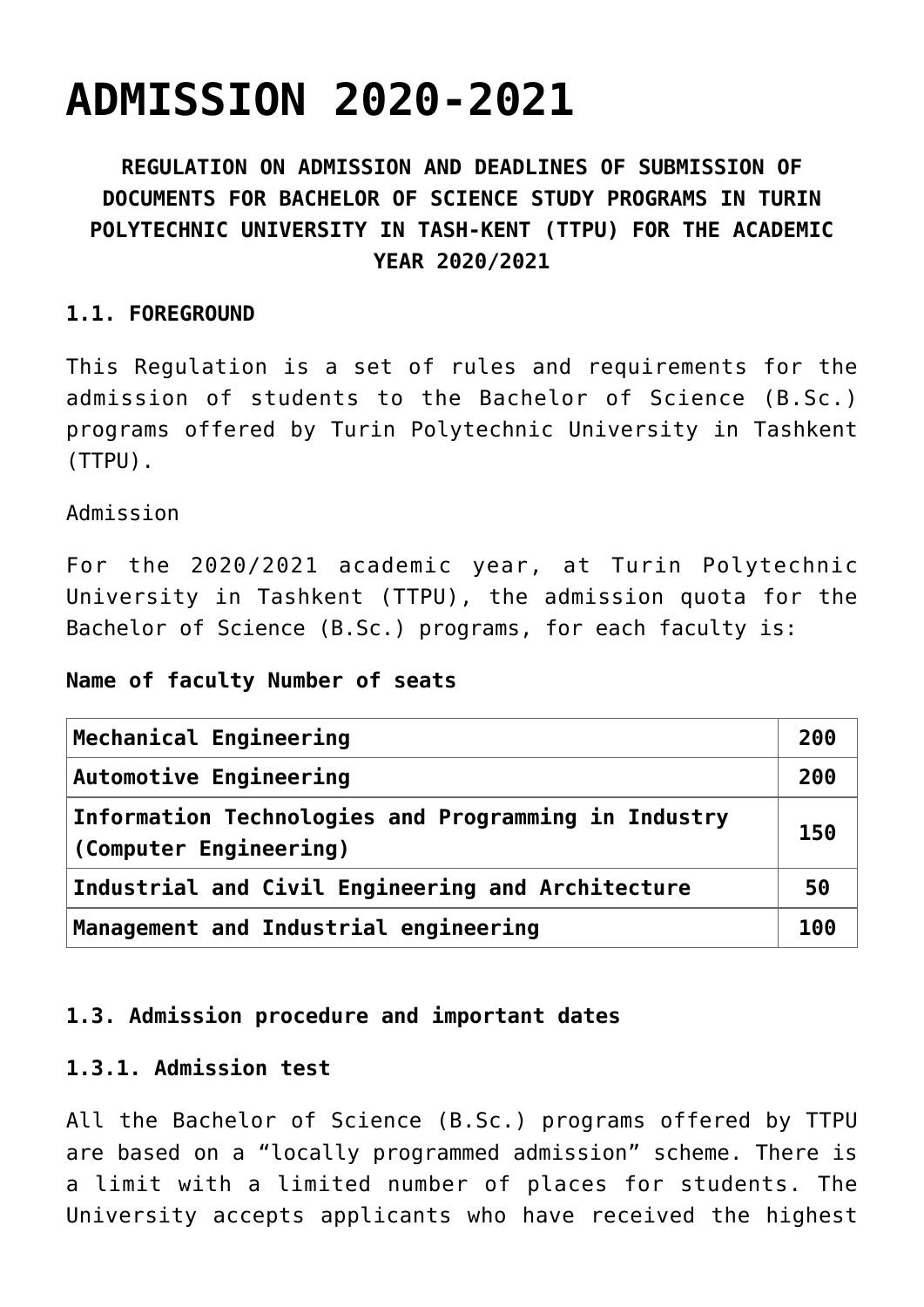# ADMISSION 2020-2021

**REGULATION ON ADMISSION AND DEADLINES OF SUBMISSION OF DOCUMENTS FOR BACHELOR OF SCIENCE STUDY PROGRAMS IN TURIN POLYTECHNIC UNIVERSITY IN TASH-KENT (TTPU) FOR THE ACADEMIC YEAR 2020/2021**

**1.1. FOREGROUND**

This Regulation is a set of rules and requirements for the admission of students to the Bachelor of Science (B.Sc.) programs offered by Turin Polytechnic University in Tashkent (TTPU).

Admission

For the 2020/2021 academic year, at Turin Polytechnic University in Tashkent (TTPU), the admission quota for the Bachelor of Science (B.Sc.) programs, for each faculty is:

**Name of faculty Number of seats**

| Name of faculty | Number of seats |
|---|---|
| **Mechanical Engineering** | **200** |
| **Automotive Engineering** | **200** |
| **Information Technologies and Programming in Industry (Computer Engineering)** | **150** |
| **Industrial and Civil Engineering and Architecture** | **50** |
| **Management and Industrial engineering** | **100** |

**1.3. Admission procedure and important dates**

**1.3.1. Admission test**

All the Bachelor of Science (B.Sc.) programs offered by TTPU are based on a "locally programmed admission" scheme. There is a limit with a limited number of places for students. The University accepts applicants who have received the highest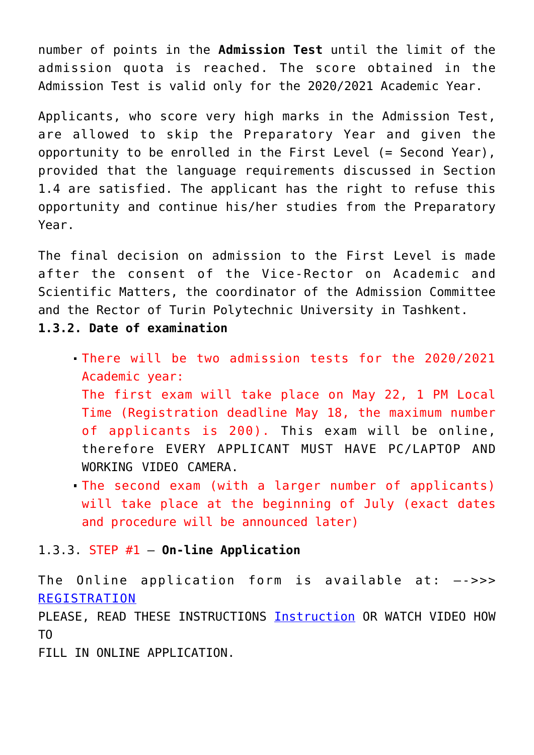number of points in the **Admission Test** until the limit of the admission quota is reached. The score obtained in the Admission Test is valid only for the 2020/2021 Academic Year.

Applicants, who score very high marks in the Admission Test, are allowed to skip the Preparatory Year and given the opportunity to be enrolled in the First Level (= Second Year), provided that the language requirements discussed in Section 1.4 are satisfied. The applicant has the right to refuse this opportunity and continue his/her studies from the Preparatory Year.

The final decision on admission to the First Level is made after the consent of the Vice-Rector on Academic and Scientific Matters, the coordinator of the Admission Committee and the Rector of Turin Polytechnic University in Tashkent.

**1.3.2. Date of examination**

- There will be two admission tests for the 2020/2021 Academic year:
  The first exam will take place on May 22, 1 PM Local Time (Registration deadline May 18, the maximum number of applicants is 200). This exam will be online, therefore EVERY APPLICANT MUST HAVE PC/LAPTOP AND WORKING VIDEO CAMERA.
- The second exam (with a larger number of applicants) will take place at the beginning of July (exact dates and procedure will be announced later)

1.3.3. STEP #1 – **On-line Application**

The Online application form is available at: —->>> REGISTRATION
PLEASE, READ THESE INSTRUCTIONS Instruction OR WATCH VIDEO HOW TO
FILL IN ONLINE APPLICATION.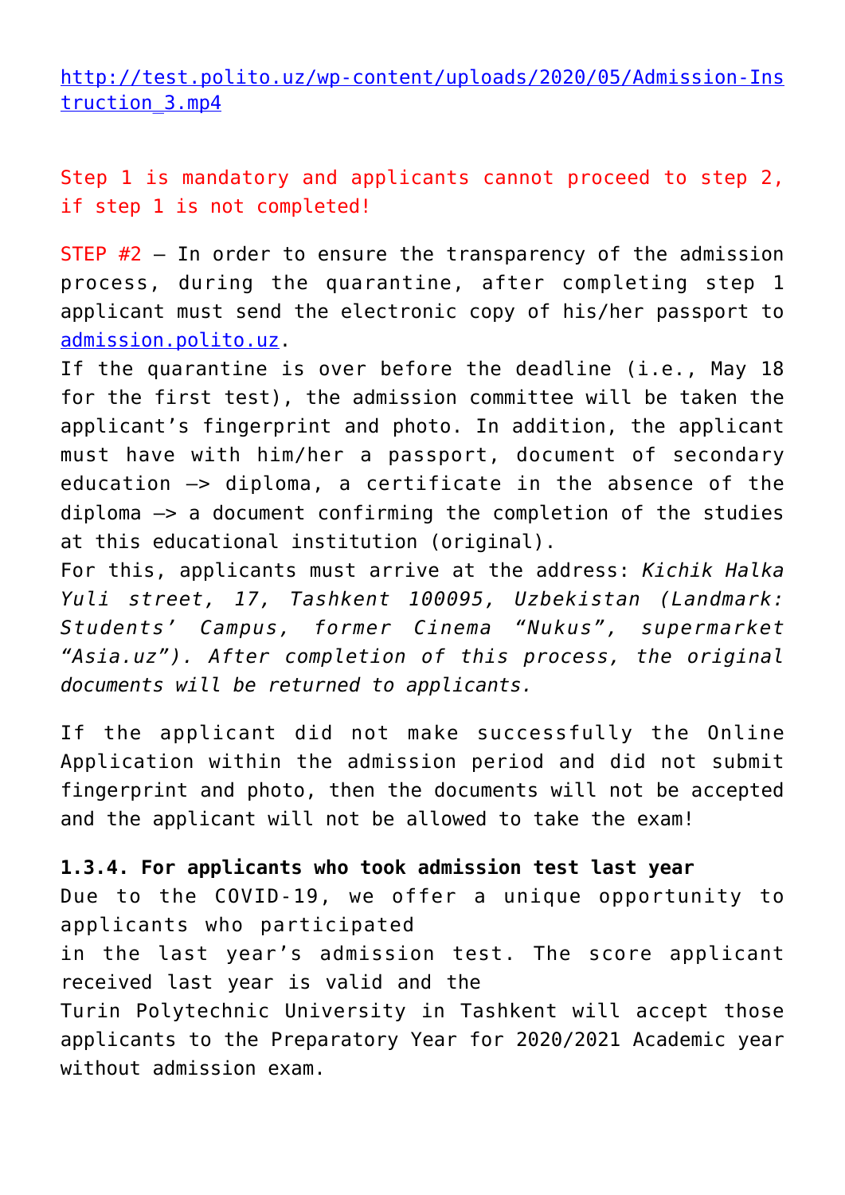http://test.polito.uz/wp-content/uploads/2020/05/Admission-Instruction_3.mp4

Step 1 is mandatory and applicants cannot proceed to step 2, if step 1 is not completed!

STEP #2 – In order to ensure the transparency of the admission process, during the quarantine, after completing step 1 applicant must send the electronic copy of his/her passport to admission.polito.uz.
If the quarantine is over before the deadline (i.e., May 18 for the first test), the admission committee will be taken the applicant's fingerprint and photo. In addition, the applicant must have with him/her a passport, document of secondary education –> diploma, a certificate in the absence of the diploma –> a document confirming the completion of the studies at this educational institution (original).
For this, applicants must arrive at the address: *Kichik Halka Yuli street, 17, Tashkent 100095, Uzbekistan (Landmark: Students' Campus, former Cinema "Nukus", supermarket "Asia.uz"). After completion of this process, the original documents will be returned to applicants.*

If the applicant did not make successfully the Online Application within the admission period and did not submit fingerprint and photo, then the documents will not be accepted and the applicant will not be allowed to take the exam!

**1.3.4. For applicants who took admission test last year**
Due to the COVID-19, we offer a unique opportunity to applicants who participated in the last year's admission test. The score applicant received last year is valid and the Turin Polytechnic University in Tashkent will accept those applicants to the Preparatory Year for 2020/2021 Academic year without admission exam.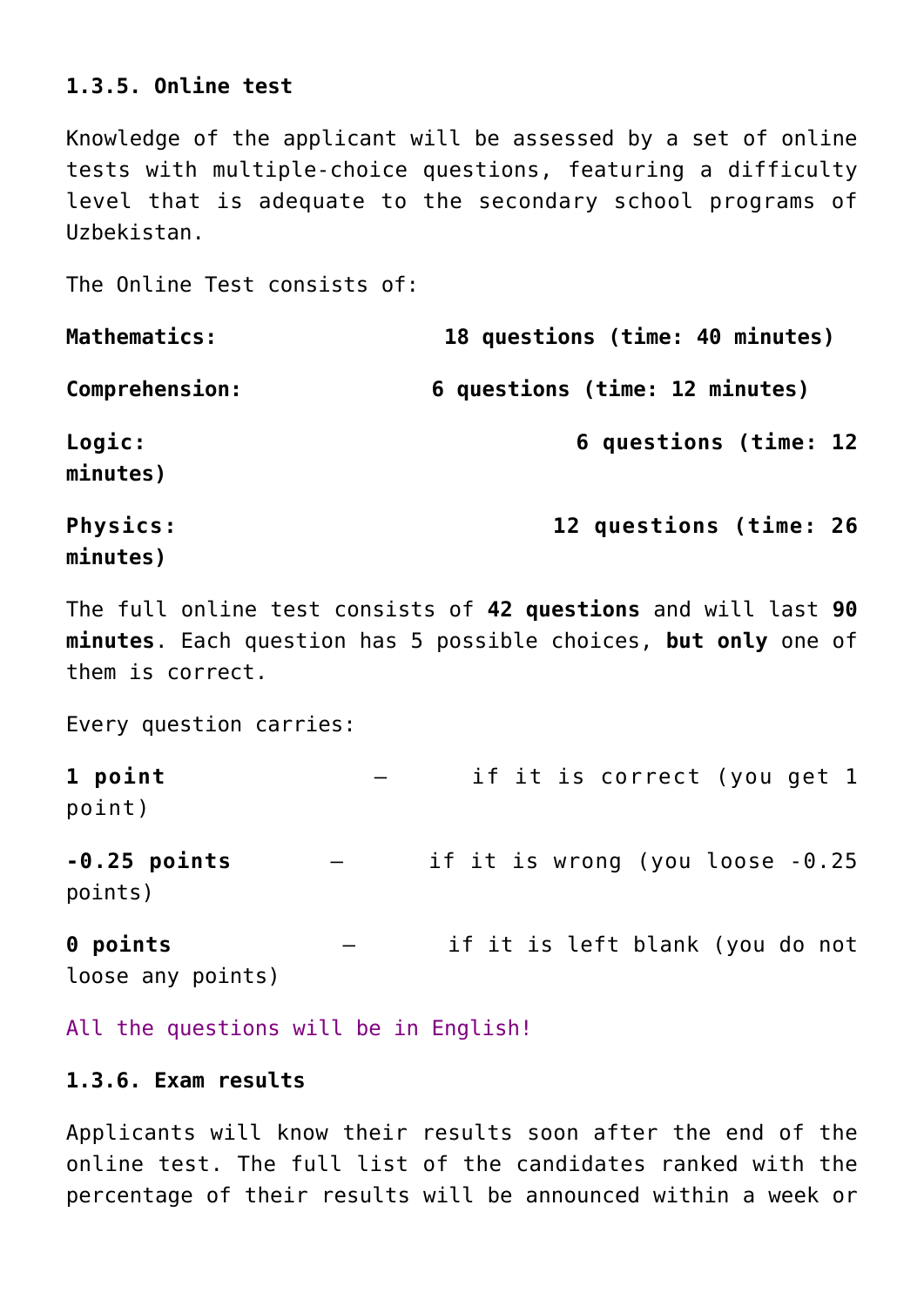### 1.3.5. Online test

Knowledge of the applicant will be assessed by a set of online tests with multiple-choice questions, featuring a difficulty level that is adequate to the secondary school programs of Uzbekistan.

The Online Test consists of:

**Mathematics: 18 questions (time: 40 minutes)**

**Comprehension: 6 questions (time: 12 minutes)**

**Logic: 6 questions (time: 12 minutes)**

**Physics: 12 questions (time: 26 minutes)**

The full online test consists of **42 questions** and will last **90 minutes**. Each question has 5 possible choices, **but only** one of them is correct.

Every question carries:

**1 point** – if it is correct (you get 1 point)

**-0.25 points** – if it is wrong (you loose -0.25 points)

**0 points** – if it is left blank (you do not loose any points)

All the questions will be in English!

### 1.3.6. Exam results

Applicants will know their results soon after the end of the online test. The full list of the candidates ranked with the percentage of their results will be announced within a week or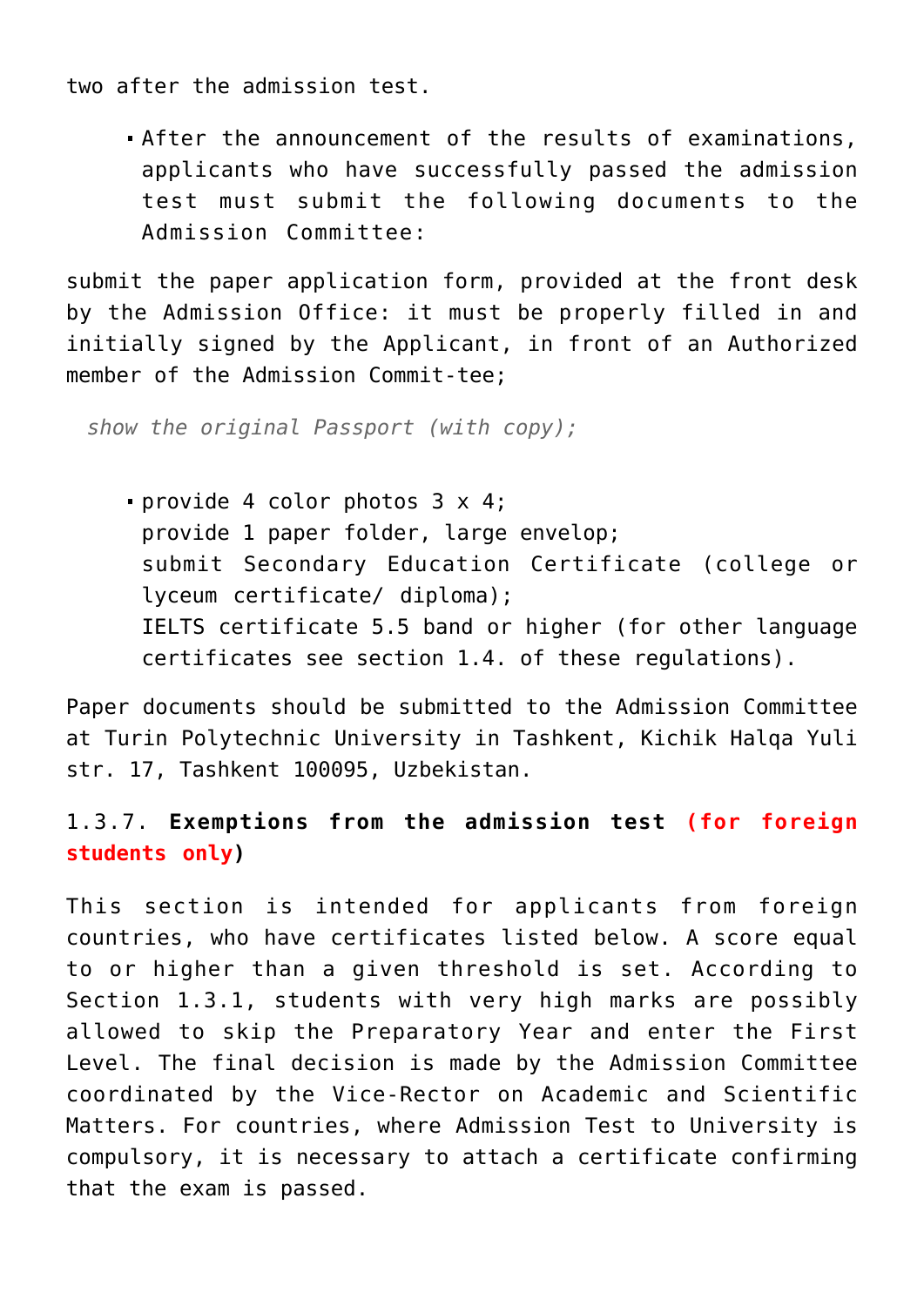two after the admission test.

- After the announcement of the results of examinations, applicants who have successfully passed the admission test must submit the following documents to the Admission Committee:

submit the paper application form, provided at the front desk by the Admission Office: it must be properly filled in and initially signed by the Applicant, in front of an Authorized member of the Admission Commit-tee;

*show the original Passport (with copy);*

- provide 4 color photos 3 x 4;
  provide 1 paper folder, large envelop;
  submit Secondary Education Certificate (college or lyceum certificate/ diploma);
  IELTS certificate 5.5 band or higher (for other language certificates see section 1.4. of these regulations).

Paper documents should be submitted to the Admission Committee at Turin Polytechnic University in Tashkent, Kichik Halqa Yuli str. 17, Tashkent 100095, Uzbekistan.

### 1.3.7. **Exemptions from the admission test (for foreign students only)**

This section is intended for applicants from foreign countries, who have certificates listed below. A score equal to or higher than a given threshold is set. According to Section 1.3.1, students with very high marks are possibly allowed to skip the Preparatory Year and enter the First Level. The final decision is made by the Admission Committee coordinated by the Vice-Rector on Academic and Scientific Matters. For countries, where Admission Test to University is compulsory, it is necessary to attach a certificate confirming that the exam is passed.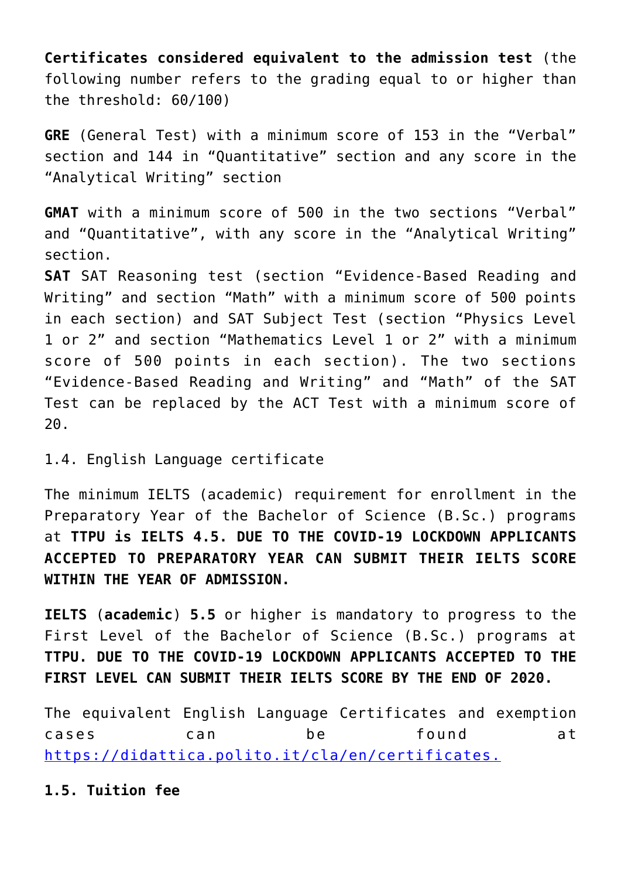**Certificates considered equivalent to the admission test** (the following number refers to the grading equal to or higher than the threshold: 60/100)

**GRE** (General Test) with a minimum score of 153 in the “Verbal” section and 144 in “Quantitative” section and any score in the “Analytical Writing” section

**GMAT** with a minimum score of 500 in the two sections “Verbal” and “Quantitative”, with any score in the “Analytical Writing” section.
**SAT** SAT Reasoning test (section “Evidence-Based Reading and Writing” and section “Math” with a minimum score of 500 points in each section) and SAT Subject Test (section “Physics Level 1 or 2” and section “Mathematics Level 1 or 2” with a minimum score of 500 points in each section). The two sections “Evidence-Based Reading and Writing” and “Math” of the SAT Test can be replaced by the ACT Test with a minimum score of 20.

1.4. English Language certificate

The minimum IELTS (academic) requirement for enrollment in the Preparatory Year of the Bachelor of Science (B.Sc.) programs at **TTPU is IELTS 4.5. DUE TO THE COVID-19 LOCKDOWN APPLICANTS ACCEPTED TO PREPARATORY YEAR CAN SUBMIT THEIR IELTS SCORE WITHIN THE YEAR OF ADMISSION.**

**IELTS** (**academic**) **5.5** or higher is mandatory to progress to the First Level of the Bachelor of Science (B.Sc.) programs at **TTPU. DUE TO THE COVID-19 LOCKDOWN APPLICANTS ACCEPTED TO THE FIRST LEVEL CAN SUBMIT THEIR IELTS SCORE BY THE END OF 2020.**

The equivalent English Language Certificates and exemption cases can be found at https://didattica.polito.it/cla/en/certificates.

**1.5. Tuition fee**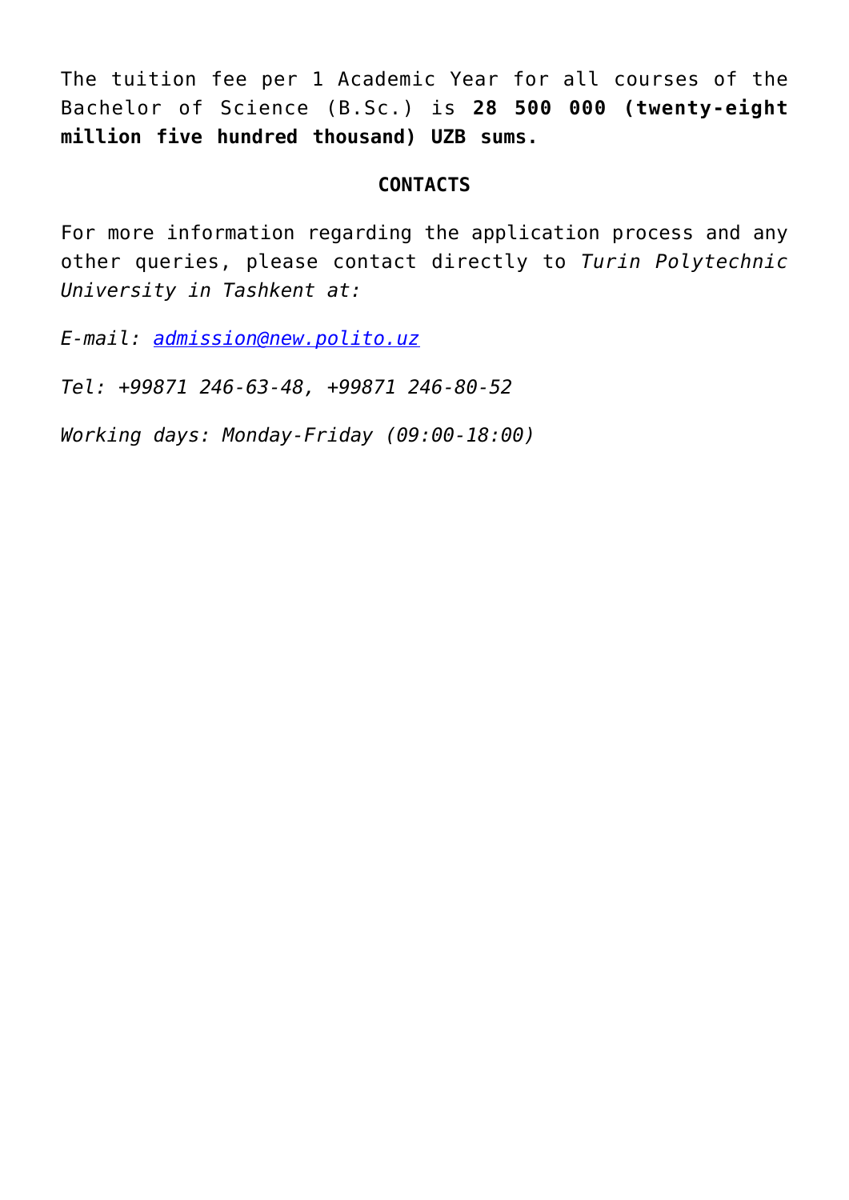The tuition fee per 1 Academic Year for all courses of the Bachelor of Science (B.Sc.) is **28 500 000 (twenty-eight million five hundred thousand) UZB sums.**

## CONTACTS

For more information regarding the application process and any other queries, please contact directly to *Turin Polytechnic University in Tashkent at:*

*E-mail: admission@new.polito.uz*

*Tel: +99871 246-63-48, +99871 246-80-52*

*Working days: Monday-Friday (09:00-18:00)*